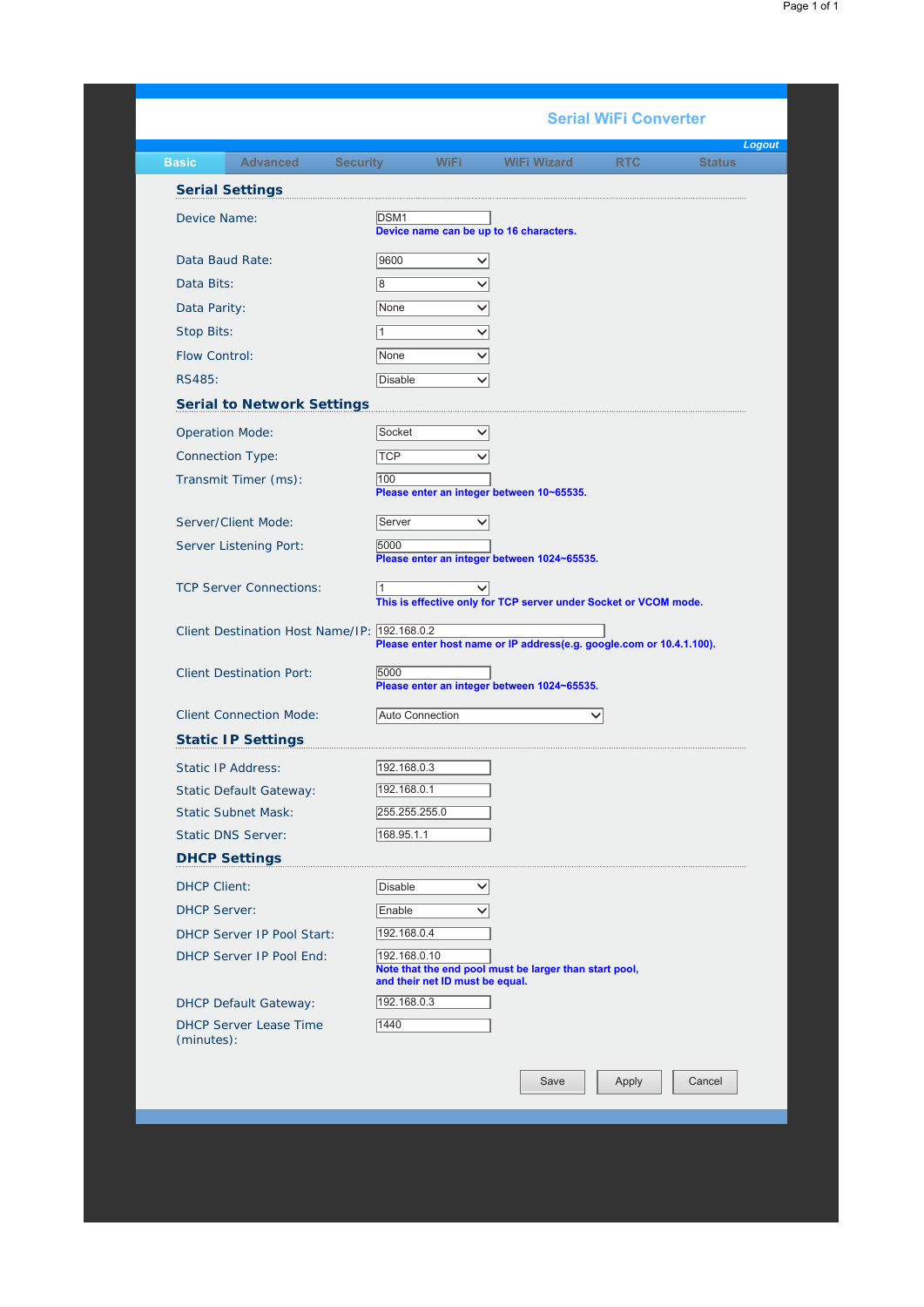# Serial WiFi Converter

Logout

Basic | Advanced | Security | WiFi | WiFi Wizard | RTC | Status

## Serial Settings

| Setting | Value |
| --- | --- |
| Device Name: | DSM1<br>Device name can be up to 16 characters. |
| Data Baud Rate: | 9600 |
| Data Bits: | 8 |
| Data Parity: | None |
| Stop Bits: | 1 |
| Flow Control: | None |
| RS485: | Disable |

## Serial to Network Settings

| Setting | Value |
| --- | --- |
| Operation Mode: | Socket |
| Connection Type: | TCP |
| Transmit Timer (ms): | 100<br>Please enter an integer between 10~65535. |
| Server/Client Mode: | Server |
| Server Listening Port: | 5000<br>Please enter an integer between 1024~65535. |
| TCP Server Connections: | 1<br>This is effective only for TCP server under Socket or VCOM mode. |
| Client Destination Host Name/IP: | 192.168.0.2<br>Please enter host name or IP address(e.g. google.com or 10.4.1.100). |
| Client Destination Port: | 5000<br>Please enter an integer between 1024~65535. |
| Client Connection Mode: | Auto Connection |

## Static IP Settings

| Setting | Value |
| --- | --- |
| Static IP Address: | 192.168.0.3 |
| Static Default Gateway: | 192.168.0.1 |
| Static Subnet Mask: | 255.255.255.0 |
| Static DNS Server: | 168.95.1.1 |

## DHCP Settings

| Setting | Value |
| --- | --- |
| DHCP Client: | Disable |
| DHCP Server: | Enable |
| DHCP Server IP Pool Start: | 192.168.0.4 |
| DHCP Server IP Pool End: | 192.168.0.10<br>Note that the end pool must be larger than start pool, and their net ID must be equal. |
| DHCP Default Gateway: | 192.168.0.3 |
| DHCP Server Lease Time (minutes): | 1440 |

Save | Apply | Cancel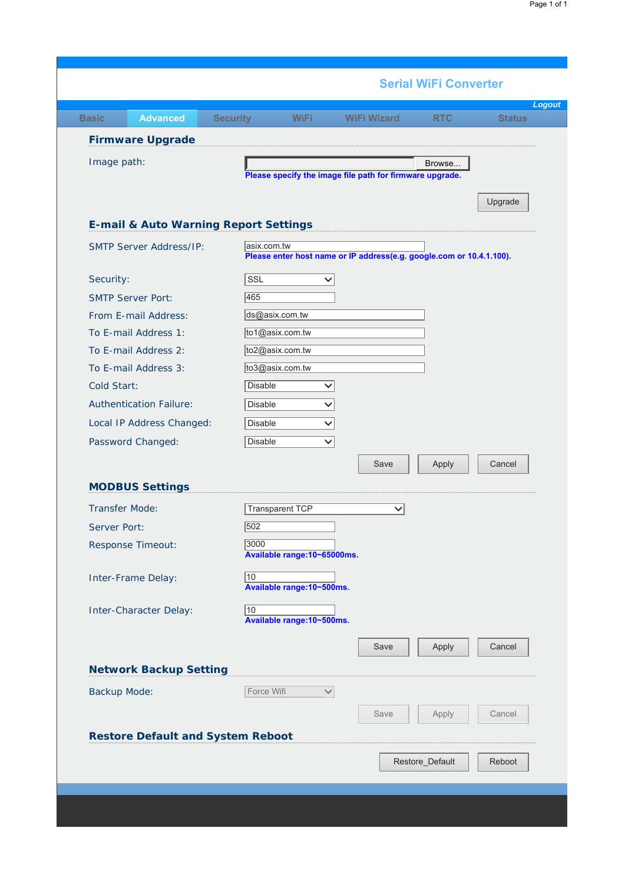Serial WiFi Converter

Logout

Basic | Advanced | Security | WiFi | WiFi Wizard | RTC | Status

## Firmware Upgrade

Image path: [ ] Browse...

Please specify the image file path for firmware upgrade.

Upgrade

## E-mail & Auto Warning Report Settings

| Setting | Value |
| --- | --- |
| SMTP Server Address/IP: | asix.com.tw<br>Please enter host name or IP address(e.g. google.com or 10.4.1.100). |
| Security: | SSL |
| SMTP Server Port: | 465 |
| From E-mail Address: | ds@asix.com.tw |
| To E-mail Address 1: | to1@asix.com.tw |
| To E-mail Address 2: | to2@asix.com.tw |
| To E-mail Address 3: | to3@asix.com.tw |
| Cold Start: | Disable |
| Authentication Failure: | Disable |
| Local IP Address Changed: | Disable |
| Password Changed: | Disable |

Save | Apply | Cancel

## MODBUS Settings

| Setting | Value |
| --- | --- |
| Transfer Mode: | Transparent TCP |
| Server Port: | 502 |
| Response Timeout: | 3000<br>Available range:10~65000ms. |
| Inter-Frame Delay: | 10<br>Available range:10~500ms. |
| Inter-Character Delay: | 10<br>Available range:10~500ms. |

Save | Apply | Cancel

## Network Backup Setting

| Setting | Value |
| --- | --- |
| Backup Mode: | Force Wifi |

Save | Apply | Cancel

## Restore Default and System Reboot

Restore_Default | Reboot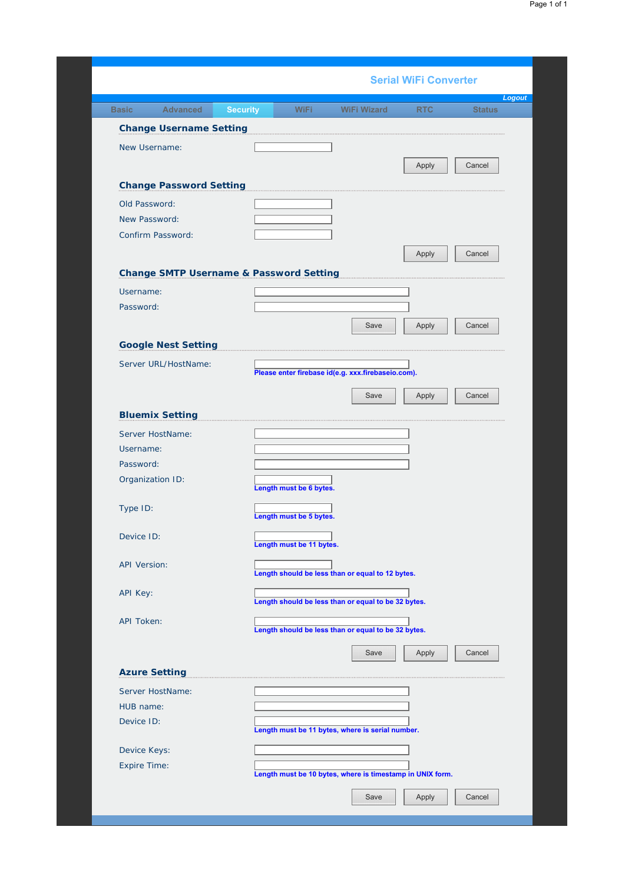Serial WiFi Converter

Logout

Basic | Advanced | Security | WiFi | WiFi Wizard | RTC | Status

## Change Username Setting

New Username:

Apply | Cancel

## Change Password Setting

Old Password:

New Password:

Confirm Password:

Apply | Cancel

## Change SMTP Username & Password Setting

Username:

Password:

Save | Apply | Cancel

## Google Nest Setting

Server URL/HostName:

**Please enter firebase id(e.g. xxx.firebaseio.com).**

Save | Apply | Cancel

## Bluemix Setting

Server HostName:

Username:

Password:

Organization ID:

**Length must be 6 bytes.**

Type ID:

**Length must be 5 bytes.**

Device ID:

**Length must be 11 bytes.**

API Version:

**Length should be less than or equal to 12 bytes.**

API Key:

**Length should be less than or equal to be 32 bytes.**

API Token:

**Length should be less than or equal to be 32 bytes.**

Save | Apply | Cancel

## Azure Setting

Server HostName:

HUB name:

Device ID:

**Length must be 11 bytes, where is serial number.**

Device Keys:

Expire Time:

**Length must be 10 bytes, where is timestamp in UNIX form.**

Save | Apply | Cancel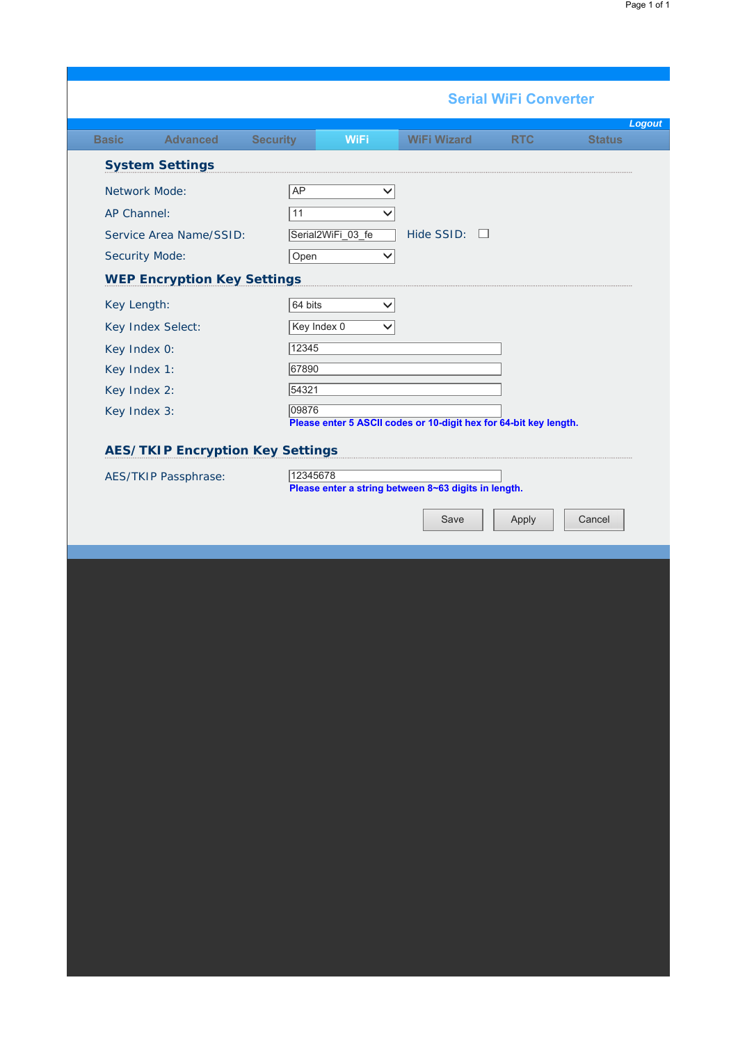Serial WiFi Converter

Logout

Basic | Advanced | Security | WiFi | WiFi Wizard | RTC | Status

## System Settings

Network Mode: AP

AP Channel: 11

Service Area Name/SSID: Serial2WiFi_03_fe   Hide SSID: ☐

Security Mode: Open

## WEP Encryption Key Settings

Key Length: 64 bits

Key Index Select: Key Index 0

Key Index 0: 12345

Key Index 1: 67890

Key Index 2: 54321

Key Index 3: 09876

**Please enter 5 ASCII codes or 10-digit hex for 64-bit key length.**

## AES/TKIP Encryption Key Settings

AES/TKIP Passphrase: 12345678

**Please enter a string between 8~63 digits in length.**

Save | Apply | Cancel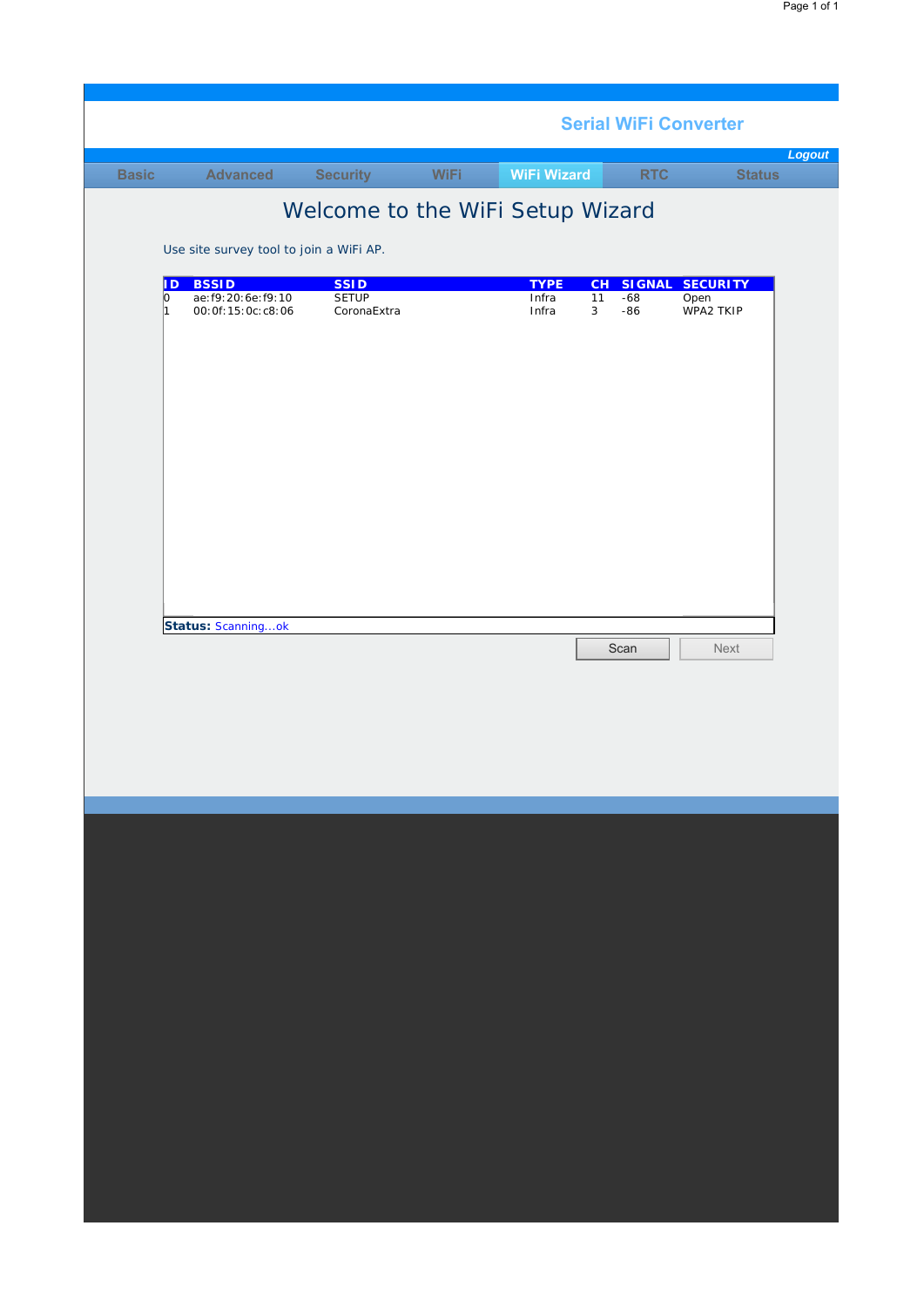**Serial WiFi Converter**

*Logout*

Basic | Advanced | Security | WiFi | **WiFi Wizard** | RTC | Status

# Welcome to the WiFi Setup Wizard

Use site survey tool to join a WiFi AP.

| ID | BSSID | SSID | TYPE | CH | SIGNAL | SECURITY |
|---|---|---|---|---|---|---|
| 0 | ae:f9:20:6e:f9:10 | SETUP | Infra | 11 | -68 | Open |
| 1 | 00:0f:15:0c:c8:06 | CoronaExtra | Infra | 3 | -86 | WPA2 TKIP |

**Status:** Scanning...ok

Scan | Next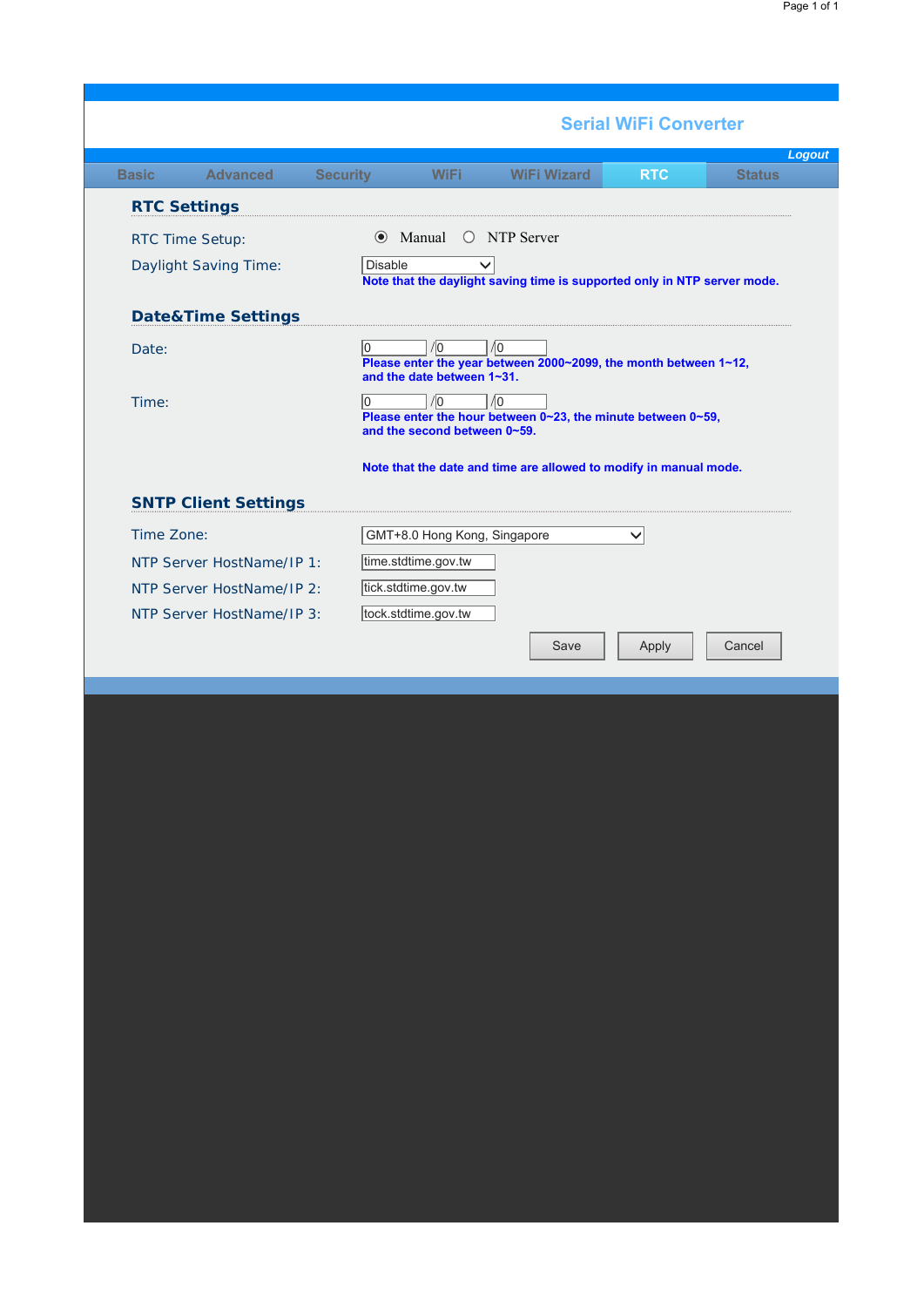**Serial WiFi Converter**

*Logout*

Basic | Advanced | Security | WiFi | WiFi Wizard | **RTC** | Status

## RTC Settings

RTC Time Setup: (•) Manual ( ) NTP Server

Daylight Saving Time: Disable

**Note that the daylight saving time is supported only in NTP server mode.**

## Date&Time Settings

Date: 0 / 0 / 0

**Please enter the year between 2000~2099, the month between 1~12, and the date between 1~31.**

Time: 0 / 0 / 0

**Please enter the hour between 0~23, the minute between 0~59, and the second between 0~59.**

**Note that the date and time are allowed to modify in manual mode.**

## SNTP Client Settings

Time Zone: GMT+8.0 Hong Kong, Singapore

NTP Server HostName/IP 1: time.stdtime.gov.tw

NTP Server HostName/IP 2: tick.stdtime.gov.tw

NTP Server HostName/IP 3: tock.stdtime.gov.tw

Save | Apply | Cancel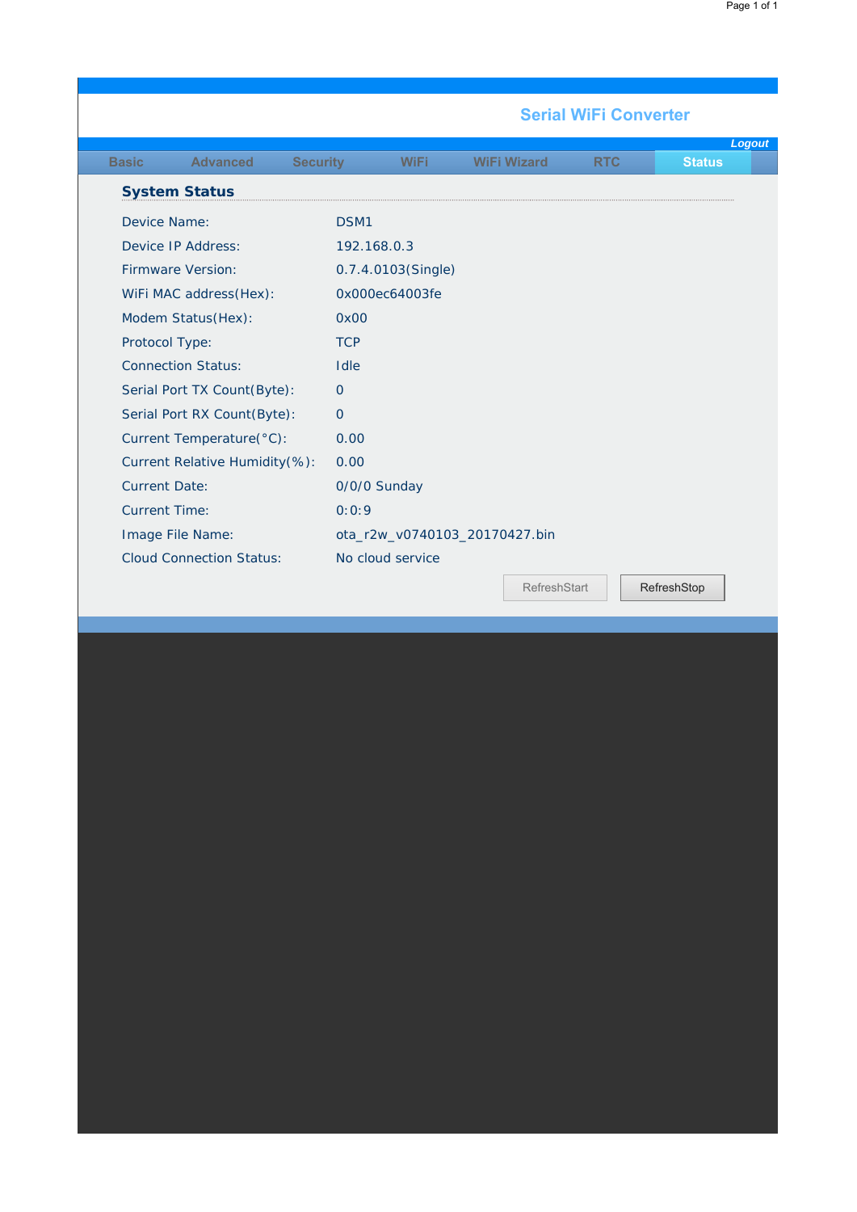## Serial WiFi Converter

Logout

Basic | Advanced | Security | WiFi | WiFi Wizard | RTC | **Status**

### System Status

| | |
|---|---|
| Device Name: | DSM1 |
| Device IP Address: | 192.168.0.3 |
| Firmware Version: | 0.7.4.0103(Single) |
| WiFi MAC address(Hex): | 0x000ec64003fe |
| Modem Status(Hex): | 0x00 |
| Protocol Type: | TCP |
| Connection Status: | Idle |
| Serial Port TX Count(Byte): | 0 |
| Serial Port RX Count(Byte): | 0 |
| Current Temperature(°C): | 0.00 |
| Current Relative Humidity(%): | 0.00 |
| Current Date: | 0/0/0 Sunday |
| Current Time: | 0:0:9 |
| Image File Name: | ota_r2w_v0740103_20170427.bin |
| Cloud Connection Status: | No cloud service |

RefreshStart | RefreshStop